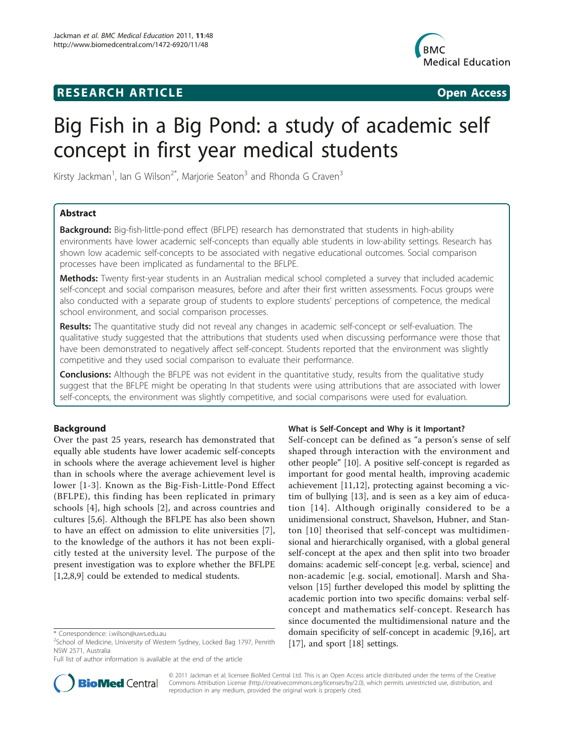# RESEARCH ARTICLE

Open Access

# Big Fish in a Big Pond: a study of academic self concept in first year medical students

Kirsty Jackman[1], Ian G Wilson[2*], Marjorie Seaton[3] and Rhonda G Craven[3]

## Abstract

**Background:** Big-fish-little-pond effect (BFLPE) research has demonstrated that students in high-ability environments have lower academic self-concepts than equally able students in low-ability settings. Research has shown low academic self-concepts to be associated with negative educational outcomes. Social comparison processes have been implicated as fundamental to the BFLPE.

**Methods:** Twenty first-year students in an Australian medical school completed a survey that included academic self-concept and social comparison measures, before and after their first written assessments. Focus groups were also conducted with a separate group of students to explore students' perceptions of competence, the medical school environment, and social comparison processes.

**Results:** The quantitative study did not reveal any changes in academic self-concept or self-evaluation. The qualitative study suggested that the attributions that students used when discussing performance were those that have been demonstrated to negatively affect self-concept. Students reported that the environment was slightly competitive and they used social comparison to evaluate their performance.

**Conclusions:** Although the BFLPE was not evident in the quantitative study, results from the qualitative study suggest that the BFLPE might be operating In that students were using attributions that are associated with lower self-concepts, the environment was slightly competitive, and social comparisons were used for evaluation.

## Background

Over the past 25 years, research has demonstrated that equally able students have lower academic self-concepts in schools where the average achievement level is higher than in schools where the average achievement level is lower [1-3]. Known as the Big-Fish-Little-Pond Effect (BFLPE), this finding has been replicated in primary schools [4], high schools [2], and across countries and cultures [5,6]. Although the BFLPE has also been shown to have an effect on admission to elite universities [7], to the knowledge of the authors it has not been explicitly tested at the university level. The purpose of the present investigation was to explore whether the BFLPE [1,2,8,9] could be extended to medical students.

### What is Self-Concept and Why is it Important?

Self-concept can be defined as "a person's sense of self shaped through interaction with the environment and other people" [10]. A positive self-concept is regarded as important for good mental health, improving academic achievement [11,12], protecting against becoming a victim of bullying [13], and is seen as a key aim of education [14]. Although originally considered to be a unidimensional construct, Shavelson, Hubner, and Stanton [10] theorised that self-concept was multidimensional and hierarchically organised, with a global general self-concept at the apex and then split into two broader domains: academic self-concept [e.g. verbal, science] and non-academic [e.g. social, emotional]. Marsh and Shavelson [15] further developed this model by splitting the academic portion into two specific domains: verbal self-concept and mathematics self-concept. Research has since documented the multidimensional nature and the domain specificity of self-concept in academic [9,16], art [17], and sport [18] settings.

\* Correspondence: i.wilson@uws.edu.au
[2]School of Medicine, University of Western Sydney, Locked Bag 1797, Penrith NSW 2571, Australia
Full list of author information is available at the end of the article

© 2011 Jackman et al; licensee BioMed Central Ltd. This is an Open Access article distributed under the terms of the Creative Commons Attribution License (http://creativecommons.org/licenses/by/2.0), which permits unrestricted use, distribution, and reproduction in any medium, provided the original work is properly cited.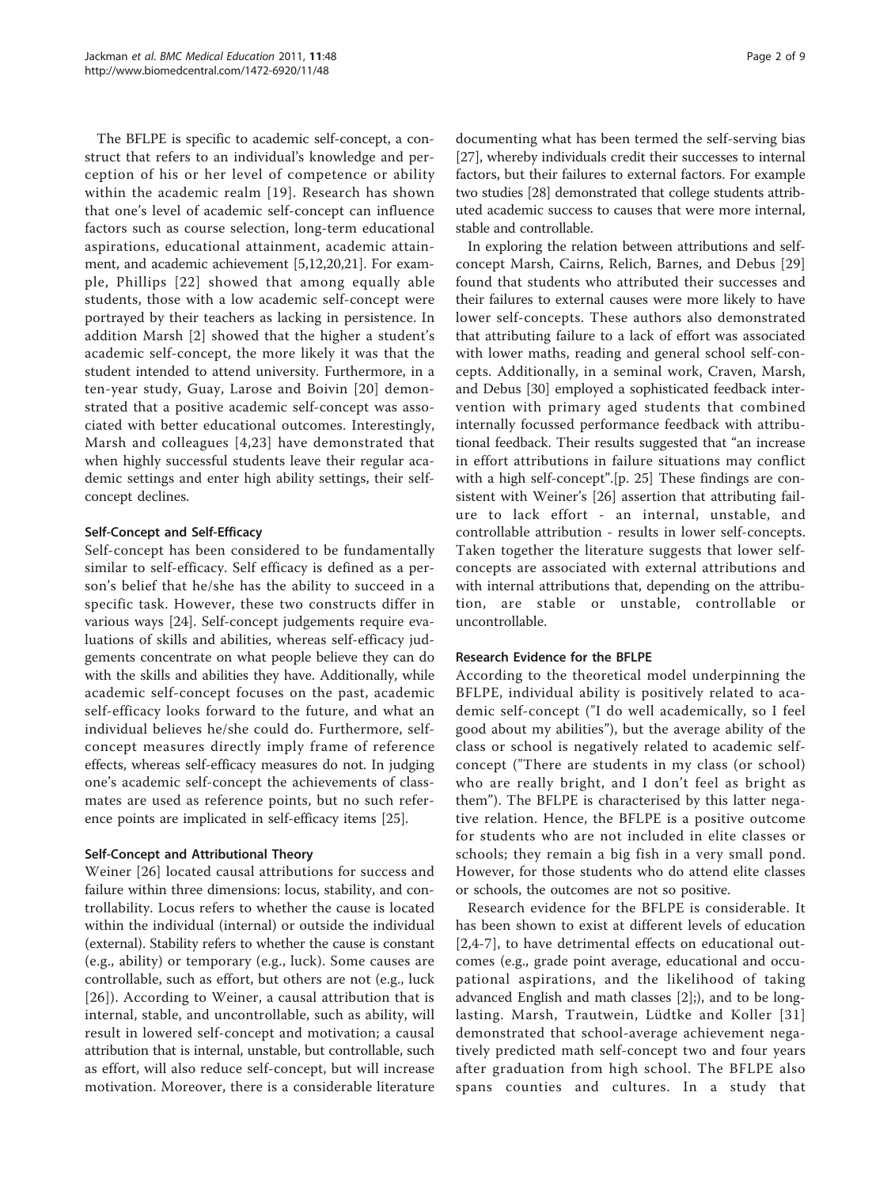The BFLPE is specific to academic self-concept, a construct that refers to an individual's knowledge and perception of his or her level of competence or ability within the academic realm [19]. Research has shown that one's level of academic self-concept can influence factors such as course selection, long-term educational aspirations, educational attainment, academic attainment, and academic achievement [5,12,20,21]. For example, Phillips [22] showed that among equally able students, those with a low academic self-concept were portrayed by their teachers as lacking in persistence. In addition Marsh [2] showed that the higher a student's academic self-concept, the more likely it was that the student intended to attend university. Furthermore, in a ten-year study, Guay, Larose and Boivin [20] demonstrated that a positive academic self-concept was associated with better educational outcomes. Interestingly, Marsh and colleagues [4,23] have demonstrated that when highly successful students leave their regular academic settings and enter high ability settings, their self-concept declines.

### Self-Concept and Self-Efficacy

Self-concept has been considered to be fundamentally similar to self-efficacy. Self efficacy is defined as a person's belief that he/she has the ability to succeed in a specific task. However, these two constructs differ in various ways [24]. Self-concept judgements require evaluations of skills and abilities, whereas self-efficacy judgements concentrate on what people believe they can do with the skills and abilities they have. Additionally, while academic self-concept focuses on the past, academic self-efficacy looks forward to the future, and what an individual believes he/she could do. Furthermore, self-concept measures directly imply frame of reference effects, whereas self-efficacy measures do not. In judging one's academic self-concept the achievements of classmates are used as reference points, but no such reference points are implicated in self-efficacy items [25].

### Self-Concept and Attributional Theory

Weiner [26] located causal attributions for success and failure within three dimensions: locus, stability, and controllability. Locus refers to whether the cause is located within the individual (internal) or outside the individual (external). Stability refers to whether the cause is constant (e.g., ability) or temporary (e.g., luck). Some causes are controllable, such as effort, but others are not (e.g., luck [26]). According to Weiner, a causal attribution that is internal, stable, and uncontrollable, such as ability, will result in lowered self-concept and motivation; a causal attribution that is internal, unstable, but controllable, such as effort, will also reduce self-concept, but will increase motivation. Moreover, there is a considerable literature documenting what has been termed the self-serving bias [27], whereby individuals credit their successes to internal factors, but their failures to external factors. For example two studies [28] demonstrated that college students attributed academic success to causes that were more internal, stable and controllable.

In exploring the relation between attributions and self-concept Marsh, Cairns, Relich, Barnes, and Debus [29] found that students who attributed their successes and their failures to external causes were more likely to have lower self-concepts. These authors also demonstrated that attributing failure to a lack of effort was associated with lower maths, reading and general school self-concepts. Additionally, in a seminal work, Craven, Marsh, and Debus [30] employed a sophisticated feedback intervention with primary aged students that combined internally focussed performance feedback with attributional feedback. Their results suggested that "an increase in effort attributions in failure situations may conflict with a high self-concept".[p. 25] These findings are consistent with Weiner's [26] assertion that attributing failure to lack effort - an internal, unstable, and controllable attribution - results in lower self-concepts. Taken together the literature suggests that lower self-concepts are associated with external attributions and with internal attributions that, depending on the attribution, are stable or unstable, controllable or uncontrollable.

### Research Evidence for the BFLPE

According to the theoretical model underpinning the BFLPE, individual ability is positively related to academic self-concept ("I do well academically, so I feel good about my abilities"), but the average ability of the class or school is negatively related to academic self-concept ("There are students in my class (or school) who are really bright, and I don't feel as bright as them"). The BFLPE is characterised by this latter negative relation. Hence, the BFLPE is a positive outcome for students who are not included in elite classes or schools; they remain a big fish in a very small pond. However, for those students who do attend elite classes or schools, the outcomes are not so positive.

Research evidence for the BFLPE is considerable. It has been shown to exist at different levels of education [2,4-7], to have detrimental effects on educational outcomes (e.g., grade point average, educational and occupational aspirations, and the likelihood of taking advanced English and math classes [2];), and to be long-lasting. Marsh, Trautwein, Lüdtke and Koller [31] demonstrated that school-average achievement negatively predicted math self-concept two and four years after graduation from high school. The BFLPE also spans counties and cultures. In a study that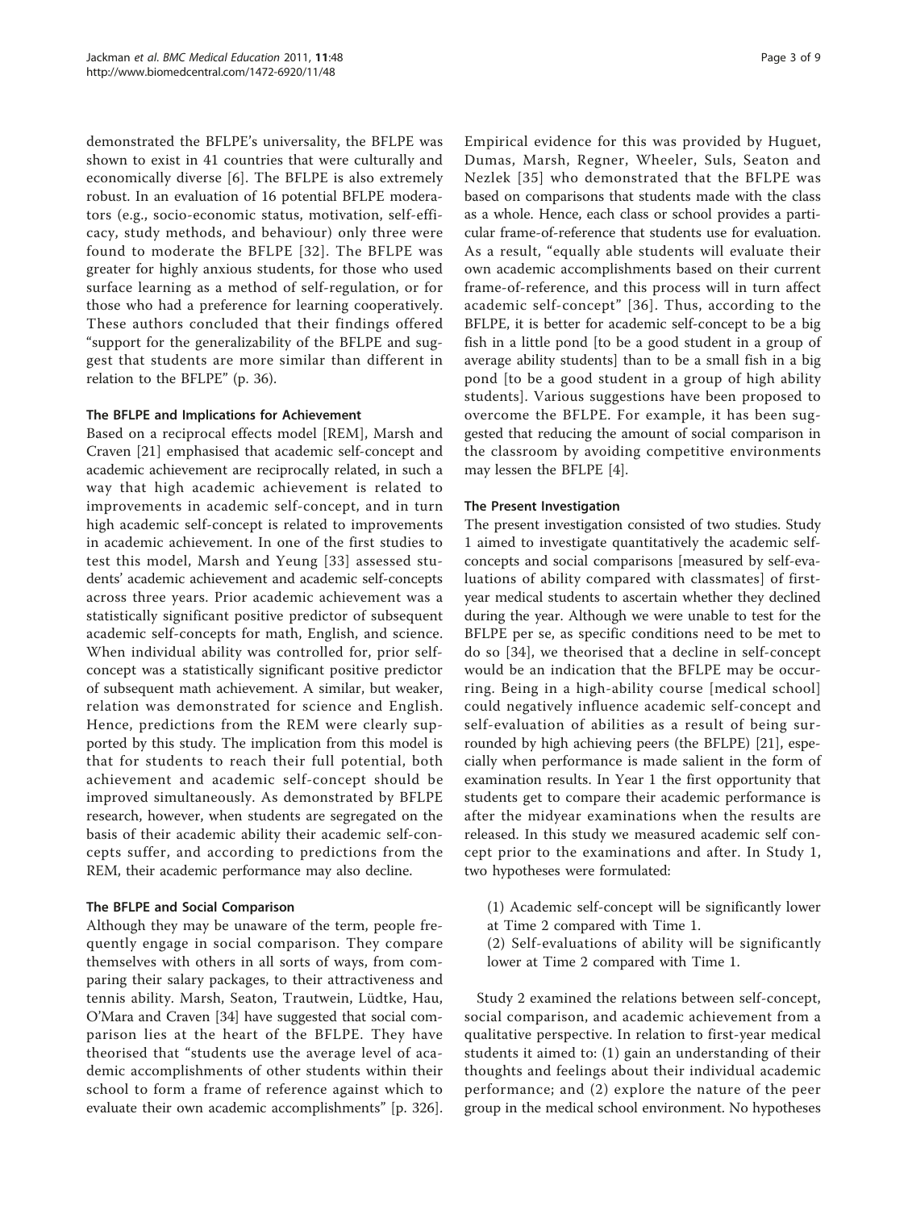demonstrated the BFLPE's universality, the BFLPE was shown to exist in 41 countries that were culturally and economically diverse [6]. The BFLPE is also extremely robust. In an evaluation of 16 potential BFLPE moderators (e.g., socio-economic status, motivation, self-efficacy, study methods, and behaviour) only three were found to moderate the BFLPE [32]. The BFLPE was greater for highly anxious students, for those who used surface learning as a method of self-regulation, or for those who had a preference for learning cooperatively. These authors concluded that their findings offered "support for the generalizability of the BFLPE and suggest that students are more similar than different in relation to the BFLPE" (p. 36).

### The BFLPE and Implications for Achievement

Based on a reciprocal effects model [REM], Marsh and Craven [21] emphasised that academic self-concept and academic achievement are reciprocally related, in such a way that high academic achievement is related to improvements in academic self-concept, and in turn high academic self-concept is related to improvements in academic achievement. In one of the first studies to test this model, Marsh and Yeung [33] assessed students' academic achievement and academic self-concepts across three years. Prior academic achievement was a statistically significant positive predictor of subsequent academic self-concepts for math, English, and science. When individual ability was controlled for, prior self-concept was a statistically significant positive predictor of subsequent math achievement. A similar, but weaker, relation was demonstrated for science and English. Hence, predictions from the REM were clearly supported by this study. The implication from this model is that for students to reach their full potential, both achievement and academic self-concept should be improved simultaneously. As demonstrated by BFLPE research, however, when students are segregated on the basis of their academic ability their academic self-concepts suffer, and according to predictions from the REM, their academic performance may also decline.

### The BFLPE and Social Comparison

Although they may be unaware of the term, people frequently engage in social comparison. They compare themselves with others in all sorts of ways, from comparing their salary packages, to their attractiveness and tennis ability. Marsh, Seaton, Trautwein, Lüdtke, Hau, O'Mara and Craven [34] have suggested that social comparison lies at the heart of the BFLPE. They have theorised that "students use the average level of academic accomplishments of other students within their school to form a frame of reference against which to evaluate their own academic accomplishments" [p. 326]. Empirical evidence for this was provided by Huguet, Dumas, Marsh, Regner, Wheeler, Suls, Seaton and Nezlek [35] who demonstrated that the BFLPE was based on comparisons that students made with the class as a whole. Hence, each class or school provides a particular frame-of-reference that students use for evaluation. As a result, "equally able students will evaluate their own academic accomplishments based on their current frame-of-reference, and this process will in turn affect academic self-concept" [36]. Thus, according to the BFLPE, it is better for academic self-concept to be a big fish in a little pond [to be a good student in a group of average ability students] than to be a small fish in a big pond [to be a good student in a group of high ability students]. Various suggestions have been proposed to overcome the BFLPE. For example, it has been suggested that reducing the amount of social comparison in the classroom by avoiding competitive environments may lessen the BFLPE [4].

### The Present Investigation

The present investigation consisted of two studies. Study 1 aimed to investigate quantitatively the academic self-concepts and social comparisons [measured by self-evaluations of ability compared with classmates] of first-year medical students to ascertain whether they declined during the year. Although we were unable to test for the BFLPE per se, as specific conditions need to be met to do so [34], we theorised that a decline in self-concept would be an indication that the BFLPE may be occurring. Being in a high-ability course [medical school] could negatively influence academic self-concept and self-evaluation of abilities as a result of being surrounded by high achieving peers (the BFLPE) [21], especially when performance is made salient in the form of examination results. In Year 1 the first opportunity that students get to compare their academic performance is after the midyear examinations when the results are released. In this study we measured academic self concept prior to the examinations and after. In Study 1, two hypotheses were formulated:

(1) Academic self-concept will be significantly lower at Time 2 compared with Time 1.
(2) Self-evaluations of ability will be significantly lower at Time 2 compared with Time 1.

Study 2 examined the relations between self-concept, social comparison, and academic achievement from a qualitative perspective. In relation to first-year medical students it aimed to: (1) gain an understanding of their thoughts and feelings about their individual academic performance; and (2) explore the nature of the peer group in the medical school environment. No hypotheses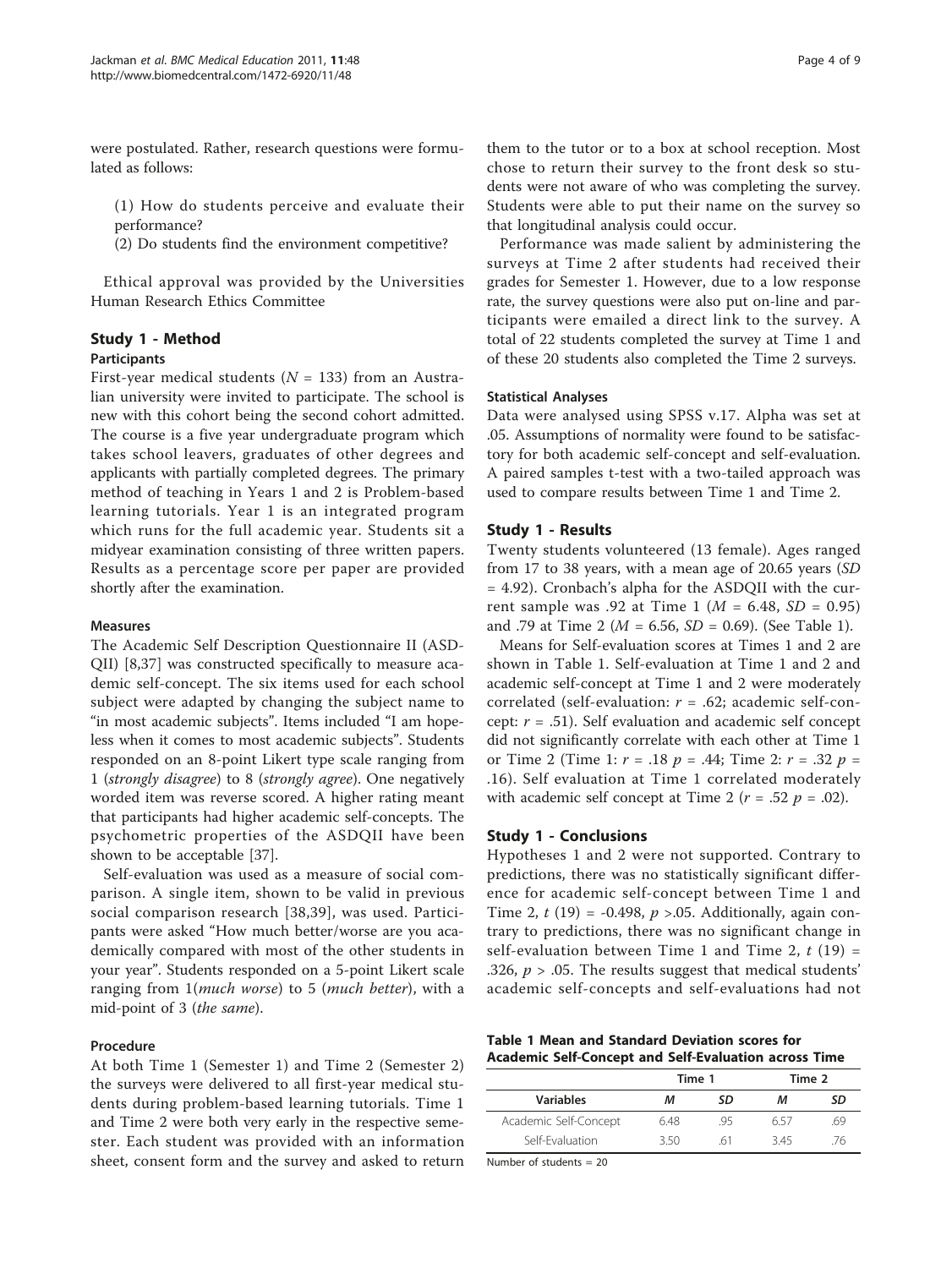were postulated. Rather, research questions were formulated as follows:

(1) How do students perceive and evaluate their performance?
(2) Do students find the environment competitive?

Ethical approval was provided by the Universities Human Research Ethics Committee

## Study 1 - Method

### Participants

First-year medical students ($N$ = 133) from an Australian university were invited to participate. The school is new with this cohort being the second cohort admitted. The course is a five year undergraduate program which takes school leavers, graduates of other degrees and applicants with partially completed degrees. The primary method of teaching in Years 1 and 2 is Problem-based learning tutorials. Year 1 is an integrated program which runs for the full academic year. Students sit a midyear examination consisting of three written papers. Results as a percentage score per paper are provided shortly after the examination.

### Measures

The Academic Self Description Questionnaire II (ASDQII) [8,37] was constructed specifically to measure academic self-concept. The six items used for each school subject were adapted by changing the subject name to "in most academic subjects". Items included "I am hopeless when it comes to most academic subjects". Students responded on an 8-point Likert type scale ranging from 1 (*strongly disagree*) to 8 (*strongly agree*). One negatively worded item was reverse scored. A higher rating meant that participants had higher academic self-concepts. The psychometric properties of the ASDQII have been shown to be acceptable [37].

Self-evaluation was used as a measure of social comparison. A single item, shown to be valid in previous social comparison research [38,39], was used. Participants were asked "How much better/worse are you academically compared with most of the other students in your year". Students responded on a 5-point Likert scale ranging from 1(*much worse*) to 5 (*much better*), with a mid-point of 3 (*the same*).

### Procedure

At both Time 1 (Semester 1) and Time 2 (Semester 2) the surveys were delivered to all first-year medical students during problem-based learning tutorials. Time 1 and Time 2 were both very early in the respective semester. Each student was provided with an information sheet, consent form and the survey and asked to return them to the tutor or to a box at school reception. Most chose to return their survey to the front desk so students were not aware of who was completing the survey. Students were able to put their name on the survey so that longitudinal analysis could occur.

Performance was made salient by administering the surveys at Time 2 after students had received their grades for Semester 1. However, due to a low response rate, the survey questions were also put on-line and participants were emailed a direct link to the survey. A total of 22 students completed the survey at Time 1 and of these 20 students also completed the Time 2 surveys.

### Statistical Analyses

Data were analysed using SPSS v.17. Alpha was set at .05. Assumptions of normality were found to be satisfactory for both academic self-concept and self-evaluation. A paired samples t-test with a two-tailed approach was used to compare results between Time 1 and Time 2.

## Study 1 - Results

Twenty students volunteered (13 female). Ages ranged from 17 to 38 years, with a mean age of 20.65 years ($SD$ = 4.92). Cronbach's alpha for the ASDQII with the current sample was .92 at Time 1 ($M$ = 6.48, $SD$ = 0.95) and .79 at Time 2 ($M$ = 6.56, $SD$ = 0.69). (See Table 1).

Means for Self-evaluation scores at Times 1 and 2 are shown in Table 1. Self-evaluation at Time 1 and 2 and academic self-concept at Time 1 and 2 were moderately correlated (self-evaluation: $r$ = .62; academic self-concept: $r$ = .51). Self evaluation and academic self concept did not significantly correlate with each other at Time 1 or Time 2 (Time 1: $r$ = .18 $p$ = .44; Time 2: $r$ = .32 $p$ = .16). Self evaluation at Time 1 correlated moderately with academic self concept at Time 2 ($r$ = .52 $p$ = .02).

## Study 1 - Conclusions

Hypotheses 1 and 2 were not supported. Contrary to predictions, there was no statistically significant difference for academic self-concept between Time 1 and Time 2, $t$ (19) = -0.498, $p$ >.05. Additionally, again contrary to predictions, there was no significant change in self-evaluation between Time 1 and Time 2, $t$ (19) = .326, $p$ > .05. The results suggest that medical students' academic self-concepts and self-evaluations had not

**Table 1 Mean and Standard Deviation scores for Academic Self-Concept and Self-Evaluation across Time**

| | Time 1 | | Time 2 | |
|---|---|---|---|---|
| **Variables** | ***M*** | ***SD*** | ***M*** | ***SD*** |
| Academic Self-Concept | 6.48 | .95 | 6.57 | .69 |
| Self-Evaluation | 3.50 | .61 | 3.45 | .76 |

Number of students = 20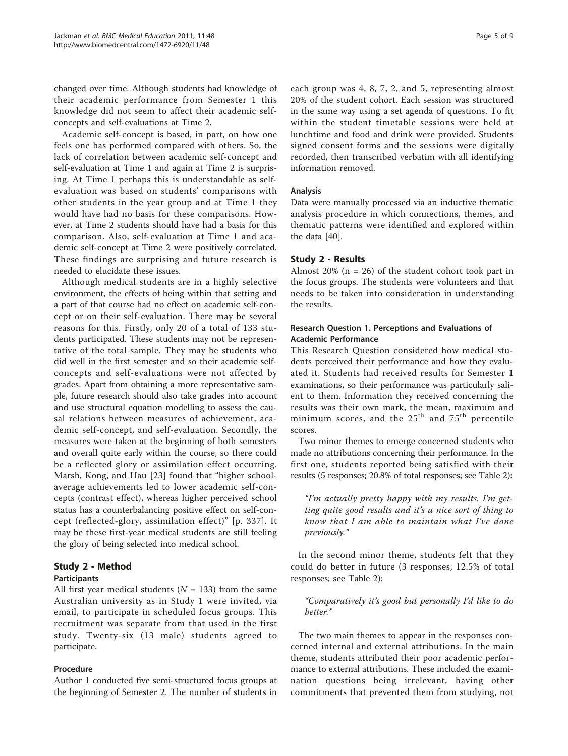changed over time. Although students had knowledge of their academic performance from Semester 1 this knowledge did not seem to affect their academic self-concepts and self-evaluations at Time 2.

Academic self-concept is based, in part, on how one feels one has performed compared with others. So, the lack of correlation between academic self-concept and self-evaluation at Time 1 and again at Time 2 is surprising. At Time 1 perhaps this is understandable as self-evaluation was based on students' comparisons with other students in the year group and at Time 1 they would have had no basis for these comparisons. However, at Time 2 students should have had a basis for this comparison. Also, self-evaluation at Time 1 and academic self-concept at Time 2 were positively correlated. These findings are surprising and future research is needed to elucidate these issues.

Although medical students are in a highly selective environment, the effects of being within that setting and a part of that course had no effect on academic self-concept or on their self-evaluation. There may be several reasons for this. Firstly, only 20 of a total of 133 students participated. These students may not be representative of the total sample. They may be students who did well in the first semester and so their academic self-concepts and self-evaluations were not affected by grades. Apart from obtaining a more representative sample, future research should also take grades into account and use structural equation modelling to assess the causal relations between measures of achievement, academic self-concept, and self-evaluation. Secondly, the measures were taken at the beginning of both semesters and overall quite early within the course, so there could be a reflected glory or assimilation effect occurring. Marsh, Kong, and Hau [23] found that "higher school-average achievements led to lower academic self-concepts (contrast effect), whereas higher perceived school status has a counterbalancing positive effect on self-concept (reflected-glory, assimilation effect)" [p. 337]. It may be these first-year medical students are still feeling the glory of being selected into medical school.

## Study 2 - Method

### Participants

All first year medical students ($N$ = 133) from the same Australian university as in Study 1 were invited, via email, to participate in scheduled focus groups. This recruitment was separate from that used in the first study. Twenty-six (13 male) students agreed to participate.

### Procedure

Author 1 conducted five semi-structured focus groups at the beginning of Semester 2. The number of students in each group was 4, 8, 7, 2, and 5, representing almost 20% of the student cohort. Each session was structured in the same way using a set agenda of questions. To fit within the student timetable sessions were held at lunchtime and food and drink were provided. Students signed consent forms and the sessions were digitally recorded, then transcribed verbatim with all identifying information removed.

### Analysis

Data were manually processed via an inductive thematic analysis procedure in which connections, themes, and thematic patterns were identified and explored within the data [40].

## Study 2 - Results

Almost 20% (n = 26) of the student cohort took part in the focus groups. The students were volunteers and that needs to be taken into consideration in understanding the results.

### Research Question 1. Perceptions and Evaluations of Academic Performance

This Research Question considered how medical students perceived their performance and how they evaluated it. Students had received results for Semester 1 examinations, so their performance was particularly salient to them. Information they received concerning the results was their own mark, the mean, maximum and minimum scores, and the 25th and 75th percentile scores.

Two minor themes to emerge concerned students who made no attributions concerning their performance. In the first one, students reported being satisfied with their results (5 responses; 20.8% of total responses; see Table 2):

> *"I'm actually pretty happy with my results. I'm getting quite good results and it's a nice sort of thing to know that I am able to maintain what I've done previously."*

In the second minor theme, students felt that they could do better in future (3 responses; 12.5% of total responses; see Table 2):

> *"Comparatively it's good but personally I'd like to do better."*

The two main themes to appear in the responses concerned internal and external attributions. In the main theme, students attributed their poor academic performance to external attributions. These included the examination questions being irrelevant, having other commitments that prevented them from studying, not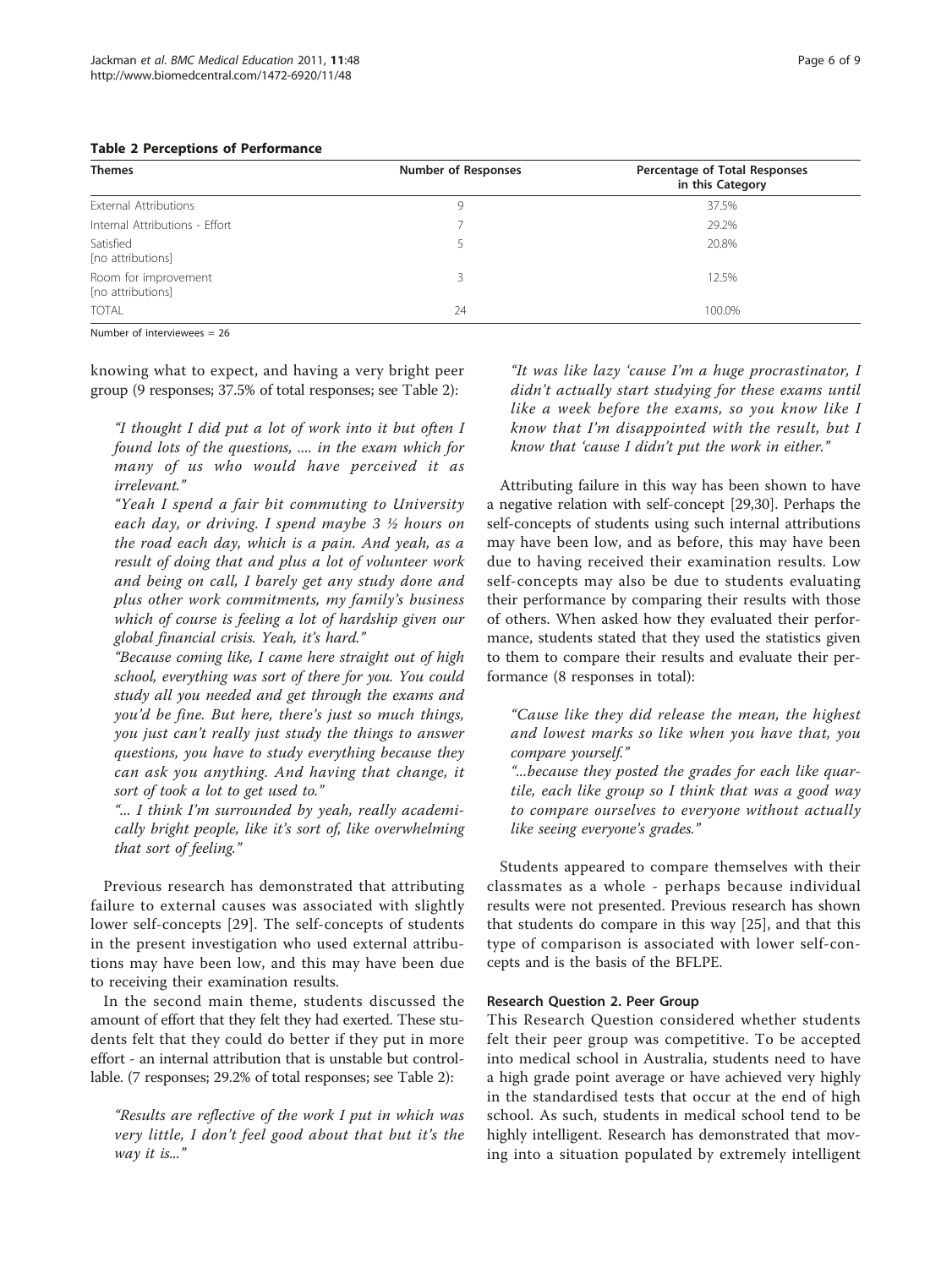**Table 2 Perceptions of Performance**

| Themes | Number of Responses | Percentage of Total Responses in this Category |
|---|---|---|
| External Attributions | 9 | 37.5% |
| Internal Attributions - Effort | 7 | 29.2% |
| Satisfied [no attributions] | 5 | 20.8% |
| Room for improvement [no attributions] | 3 | 12.5% |
| TOTAL | 24 | 100.0% |

Number of interviewees = 26

knowing what to expect, and having a very bright peer group (9 responses; 37.5% of total responses; see Table 2):

> *"I thought I did put a lot of work into it but often I found lots of the questions, .... in the exam which for many of us who would have perceived it as irrelevant."*
>
> *"Yeah I spend a fair bit commuting to University each day, or driving. I spend maybe 3 ½ hours on the road each day, which is a pain. And yeah, as a result of doing that and plus a lot of volunteer work and being on call, I barely get any study done and plus other work commitments, my family's business which of course is feeling a lot of hardship given our global financial crisis. Yeah, it's hard."*
>
> *"Because coming like, I came here straight out of high school, everything was sort of there for you. You could study all you needed and get through the exams and you'd be fine. But here, there's just so much things, you just can't really just study the things to answer questions, you have to study everything because they can ask you anything. And having that change, it sort of took a lot to get used to."*
>
> *"... I think I'm surrounded by yeah, really academically bright people, like it's sort of, like overwhelming that sort of feeling."*

Previous research has demonstrated that attributing failure to external causes was associated with slightly lower self-concepts [29]. The self-concepts of students in the present investigation who used external attributions may have been low, and this may have been due to receiving their examination results.

In the second main theme, students discussed the amount of effort that they felt they had exerted. These students felt that they could do better if they put in more effort - an internal attribution that is unstable but controllable. (7 responses; 29.2% of total responses; see Table 2):

> *"Results are reflective of the work I put in which was very little, I don't feel good about that but it's the way it is..."*
>
> *"It was like lazy 'cause I'm a huge procrastinator, I didn't actually start studying for these exams until like a week before the exams, so you know like I know that I'm disappointed with the result, but I know that 'cause I didn't put the work in either."*

Attributing failure in this way has been shown to have a negative relation with self-concept [29,30]. Perhaps the self-concepts of students using such internal attributions may have been low, and as before, this may have been due to having received their examination results. Low self-concepts may also be due to students evaluating their performance by comparing their results with those of others. When asked how they evaluated their performance, students stated that they used the statistics given to them to compare their results and evaluate their performance (8 responses in total):

> *"Cause like they did release the mean, the highest and lowest marks so like when you have that, you compare yourself."*
>
> *"...because they posted the grades for each like quartile, each like group so I think that was a good way to compare ourselves to everyone without actually like seeing everyone's grades."*

Students appeared to compare themselves with their classmates as a whole - perhaps because individual results were not presented. Previous research has shown that students do compare in this way [25], and that this type of comparison is associated with lower self-concepts and is the basis of the BFLPE.

#### Research Question 2. Peer Group

This Research Question considered whether students felt their peer group was competitive. To be accepted into medical school in Australia, students need to have a high grade point average or have achieved very highly in the standardised tests that occur at the end of high school. As such, students in medical school tend to be highly intelligent. Research has demonstrated that moving into a situation populated by extremely intelligent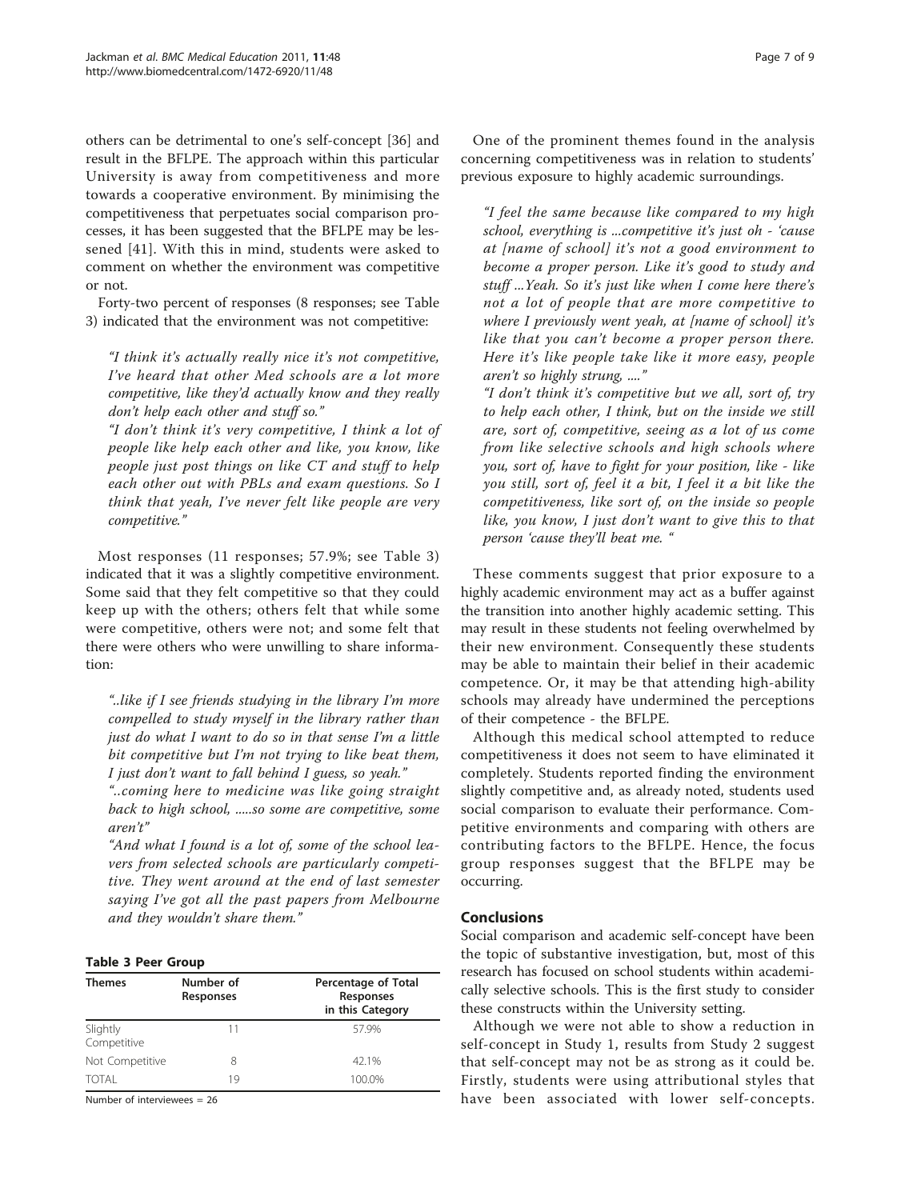others can be detrimental to one's self-concept [36] and result in the BFLPE. The approach within this particular University is away from competitiveness and more towards a cooperative environment. By minimising the competitiveness that perpetuates social comparison processes, it has been suggested that the BFLPE may be lessened [41]. With this in mind, students were asked to comment on whether the environment was competitive or not.

Forty-two percent of responses (8 responses; see Table 3) indicated that the environment was not competitive:

> *"I think it's actually really nice it's not competitive, I've heard that other Med schools are a lot more competitive, like they'd actually know and they really don't help each other and stuff so."*
>
> *"I don't think it's very competitive, I think a lot of people like help each other and like, you know, like people just post things on like CT and stuff to help each other out with PBLs and exam questions. So I think that yeah, I've never felt like people are very competitive."*

Most responses (11 responses; 57.9%; see Table 3) indicated that it was a slightly competitive environment. Some said that they felt competitive so that they could keep up with the others; others felt that while some were competitive, others were not; and some felt that there were others who were unwilling to share information:

> *"..like if I see friends studying in the library I'm more compelled to study myself in the library rather than just do what I want to do so in that sense I'm a little bit competitive but I'm not trying to like beat them, I just don't want to fall behind I guess, so yeah."*
>
> *"..coming here to medicine was like going straight back to high school, .....so some are competitive, some aren't"*
>
> *"And what I found is a lot of, some of the school leavers from selected schools are particularly competitive. They went around at the end of last semester saying I've got all the past papers from Melbourne and they wouldn't share them."*

**Table 3 Peer Group**

| Themes | Number of Responses | Percentage of Total Responses in this Category |
|---|---|---|
| Slightly Competitive | 11 | 57.9% |
| Not Competitive | 8 | 42.1% |
| TOTAL | 19 | 100.0% |

Number of interviewees = 26

One of the prominent themes found in the analysis concerning competitiveness was in relation to students' previous exposure to highly academic surroundings.

> *"I feel the same because like compared to my high school, everything is ...competitive it's just oh - 'cause at [name of school] it's not a good environment to become a proper person. Like it's good to study and stuff ...Yeah. So it's just like when I come here there's not a lot of people that are more competitive to where I previously went yeah, at [name of school] it's like that you can't become a proper person there. Here it's like people take like it more easy, people aren't so highly strung, ...."*
>
> *"I don't think it's competitive but we all, sort of, try to help each other, I think, but on the inside we still are, sort of, competitive, seeing as a lot of us come from like selective schools and high schools where you, sort of, have to fight for your position, like - like you still, sort of, feel it a bit, I feel it a bit like the competitiveness, like sort of, on the inside so people like, you know, I just don't want to give this to that person 'cause they'll beat me. "*

These comments suggest that prior exposure to a highly academic environment may act as a buffer against the transition into another highly academic setting. This may result in these students not feeling overwhelmed by their new environment. Consequently these students may be able to maintain their belief in their academic competence. Or, it may be that attending high-ability schools may already have undermined the perceptions of their competence - the BFLPE.

Although this medical school attempted to reduce competitiveness it does not seem to have eliminated it completely. Students reported finding the environment slightly competitive and, as already noted, students used social comparison to evaluate their performance. Competitive environments and comparing with others are contributing factors to the BFLPE. Hence, the focus group responses suggest that the BFLPE may be occurring.

## Conclusions

Social comparison and academic self-concept have been the topic of substantive investigation, but, most of this research has focused on school students within academically selective schools. This is the first study to consider these constructs within the University setting.

Although we were not able to show a reduction in self-concept in Study 1, results from Study 2 suggest that self-concept may not be as strong as it could be. Firstly, students were using attributional styles that have been associated with lower self-concepts.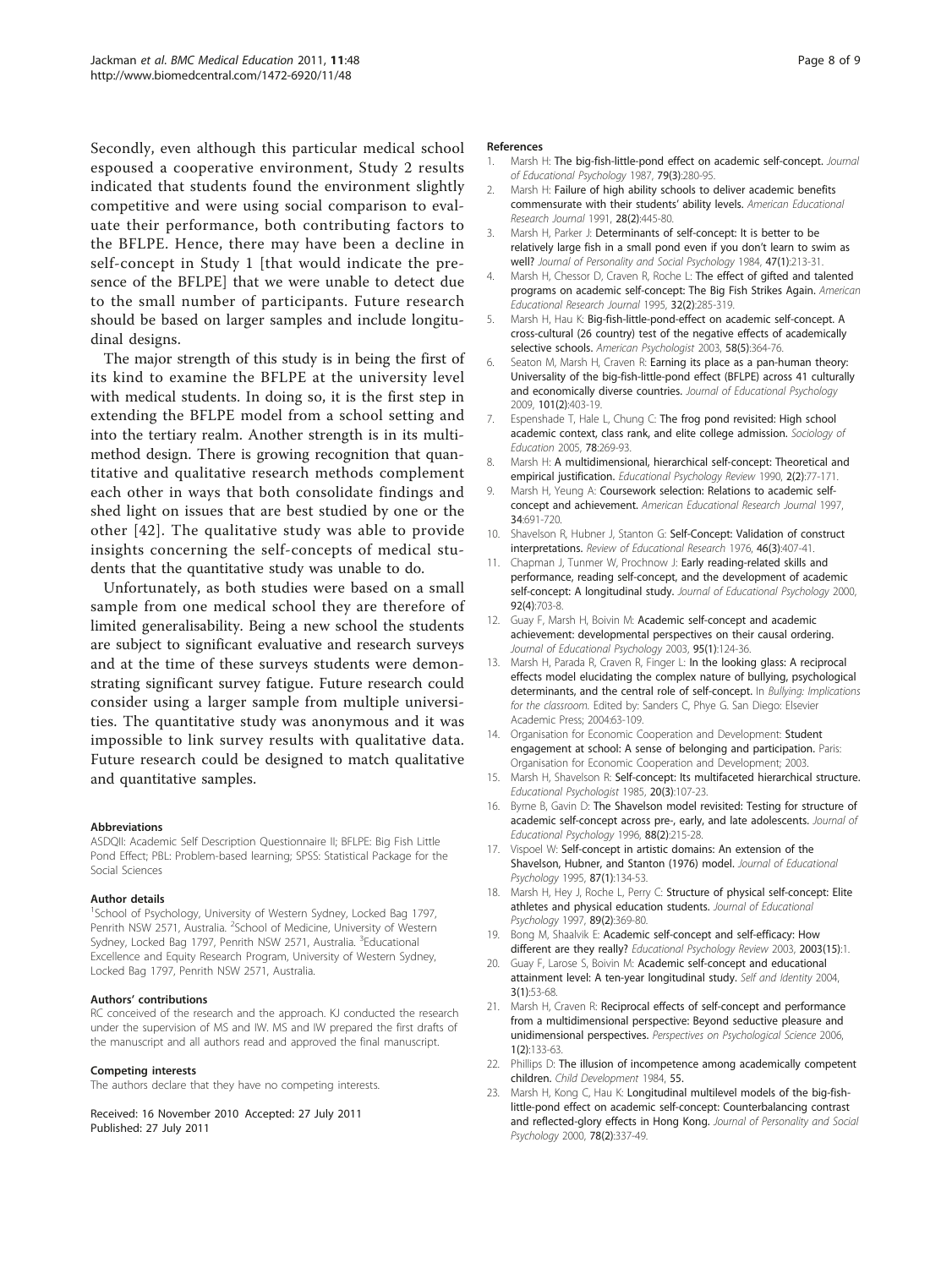Secondly, even although this particular medical school espoused a cooperative environment, Study 2 results indicated that students found the environment slightly competitive and were using social comparison to evaluate their performance, both contributing factors to the BFLPE. Hence, there may have been a decline in self-concept in Study 1 [that would indicate the presence of the BFLPE] that we were unable to detect due to the small number of participants. Future research should be based on larger samples and include longitudinal designs.

The major strength of this study is in being the first of its kind to examine the BFLPE at the university level with medical students. In doing so, it is the first step in extending the BFLPE model from a school setting and into the tertiary realm. Another strength is in its multimethod design. There is growing recognition that quantitative and qualitative research methods complement each other in ways that both consolidate findings and shed light on issues that are best studied by one or the other [42]. The qualitative study was able to provide insights concerning the self-concepts of medical students that the quantitative study was unable to do.

Unfortunately, as both studies were based on a small sample from one medical school they are therefore of limited generalisability. Being a new school the students are subject to significant evaluative and research surveys and at the time of these surveys students were demonstrating significant survey fatigue. Future research could consider using a larger sample from multiple universities. The quantitative study was anonymous and it was impossible to link survey results with qualitative data. Future research could be designed to match qualitative and quantitative samples.

#### Abbreviations

ASDQII: Academic Self Description Questionnaire II; BFLPE: Big Fish Little Pond Effect; PBL: Problem-based learning; SPSS: Statistical Package for the Social Sciences

#### Author details

[1]School of Psychology, University of Western Sydney, Locked Bag 1797, Penrith NSW 2571, Australia. [2]School of Medicine, University of Western Sydney, Locked Bag 1797, Penrith NSW 2571, Australia. [3]Educational Excellence and Equity Research Program, University of Western Sydney, Locked Bag 1797, Penrith NSW 2571, Australia.

#### Authors' contributions

RC conceived of the research and the approach. KJ conducted the research under the supervision of MS and IW. MS and IW prepared the first drafts of the manuscript and all authors read and approved the final manuscript.

#### Competing interests

The authors declare that they have no competing interests.

Received: 16 November 2010 Accepted: 27 July 2011
Published: 27 July 2011

#### References

1. Marsh H: **The big-fish-little-pond effect on academic self-concept.** *Journal of Educational Psychology* 1987, **79(3)**:280-95.
2. Marsh H: **Failure of high ability schools to deliver academic benefits commensurate with their students' ability levels.** *American Educational Research Journal* 1991, **28(2)**:445-80.
3. Marsh H, Parker J: **Determinants of self-concept: It is better to be relatively large fish in a small pond even if you don't learn to swim as well?** *Journal of Personality and Social Psychology* 1984, **47(1)**:213-31.
4. Marsh H, Chessor D, Craven R, Roche L: **The effect of gifted and talented programs on academic self-concept: The Big Fish Strikes Again.** *American Educational Research Journal* 1995, **32(2)**:285-319.
5. Marsh H, Hau K: **Big-fish-little-pond-effect on academic self-concept. A cross-cultural (26 country) test of the negative effects of academically selective schools.** *American Psychologist* 2003, **58(5)**:364-76.
6. Seaton M, Marsh H, Craven R: **Earning its place as a pan-human theory: Universality of the big-fish-little-pond effect (BFLPE) across 41 culturally and economically diverse countries.** *Journal of Educational Psychology* 2009, **101(2)**:403-19.
7. Espenshade T, Hale L, Chung C: **The frog pond revisited: High school academic context, class rank, and elite college admission.** *Sociology of Education* 2005, **78**:269-93.
8. Marsh H: **A multidimensional, hierarchical self-concept: Theoretical and empirical justification.** *Educational Psychology Review* 1990, **2(2)**:77-171.
9. Marsh H, Yeung A: **Coursework selection: Relations to academic self-concept and achievement.** *American Educational Research Journal* 1997, **34**:691-720.
10. Shavelson R, Hubner J, Stanton G: **Self-Concept: Validation of construct interpretations.** *Review of Educational Research* 1976, **46(3)**:407-41.
11. Chapman J, Tunmer W, Prochnow J: **Early reading-related skills and performance, reading self-concept, and the development of academic self-concept: A longitudinal study.** *Journal of Educational Psychology* 2000, **92(4)**:703-8.
12. Guay F, Marsh H, Boivin M: **Academic self-concept and academic achievement: developmental perspectives on their causal ordering.** *Journal of Educational Psychology* 2003, **95(1)**:124-36.
13. Marsh H, Parada R, Craven R, Finger L: **In the looking glass: A reciprocal effects model elucidating the complex nature of bullying, psychological determinants, and the central role of self-concept.** In *Bullying: Implications for the classroom.* Edited by: Sanders C, Phye G. San Diego: Elsevier Academic Press; 2004:63-109.
14. Organisation for Economic Cooperation and Development: **Student engagement at school: A sense of belonging and participation.** Paris: Organisation for Economic Cooperation and Development; 2003.
15. Marsh H, Shavelson R: **Self-concept: Its multifaceted hierarchical structure.** *Educational Psychologist* 1985, **20(3)**:107-23.
16. Byrne B, Gavin D: **The Shavelson model revisited: Testing for structure of academic self-concept across pre-, early, and late adolescents.** *Journal of Educational Psychology* 1996, **88(2)**:215-28.
17. Vispoel W: **Self-concept in artistic domains: An extension of the Shavelson, Hubner, and Stanton (1976) model.** *Journal of Educational Psychology* 1995, **87(1)**:134-53.
18. Marsh H, Hey J, Roche L, Perry C: **Structure of physical self-concept: Elite athletes and physical education students.** *Journal of Educational Psychology* 1997, **89(2)**:369-80.
19. Bong M, Shaalvik E: **Academic self-concept and self-efficacy: How different are they really?** *Educational Psychology Review* 2003, **2003(15)**:1.
20. Guay F, Larose S, Boivin M: **Academic self-concept and educational attainment level: A ten-year longitudinal study.** *Self and Identity* 2004, **3(1)**:53-68.
21. Marsh H, Craven R: **Reciprocal effects of self-concept and performance from a multidimensional perspective: Beyond seductive pleasure and unidimensional perspectives.** *Perspectives on Psychological Science* 2006, **1(2)**:133-63.
22. Phillips D: **The illusion of incompetence among academically competent children.** *Child Development* 1984, **55**.
23. Marsh H, Kong C, Hau K: **Longitudinal multilevel models of the big-fish-little-pond effect on academic self-concept: Counterbalancing contrast and reflected-glory effects in Hong Kong.** *Journal of Personality and Social Psychology* 2000, **78(2)**:337-49.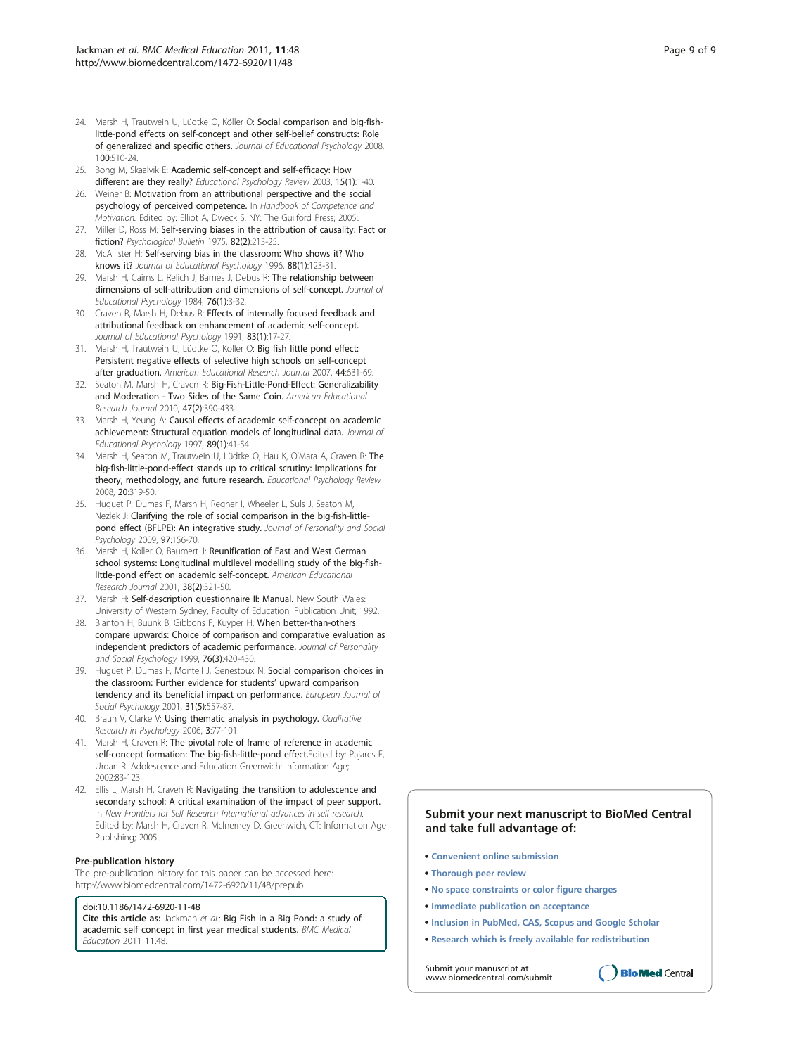24. Marsh H, Trautwein U, Lüdtke O, Köller O: **Social comparison and big-fish-little-pond effects on self-concept and other self-belief constructs: Role of generalized and specific others.** *Journal of Educational Psychology* 2008, **100**:510-24.
25. Bong M, Skaalvik E: **Academic self-concept and self-efficacy: How different are they really?** *Educational Psychology Review* 2003, **15(1)**:1-40.
26. Weiner B: **Motivation from an attributional perspective and the social psychology of perceived competence.** In *Handbook of Competence and Motivation.* Edited by: Elliot A, Dweck S. NY: The Guilford Press; 2005:.
27. Miller D, Ross M: **Self-serving biases in the attribution of causality: Fact or fiction?** *Psychological Bulletin* 1975, **82(2)**:213-25.
28. McAllister H: **Self-serving bias in the classroom: Who shows it? Who knows it?** *Journal of Educational Psychology* 1996, **88(1)**:123-31.
29. Marsh H, Cairns L, Relich J, Barnes J, Debus R: **The relationship between dimensions of self-attribution and dimensions of self-concept.** *Journal of Educational Psychology* 1984, **76(1)**:3-32.
30. Craven R, Marsh H, Debus R: **Effects of internally focused feedback and attributional feedback on enhancement of academic self-concept.** *Journal of Educational Psychology* 1991, **83(1)**:17-27.
31. Marsh H, Trautwein U, Lüdtke O, Koller O: **Big fish little pond effect: Persistent negative effects of selective high schools on self-concept after graduation.** *American Educational Research Journal* 2007, **44**:631-69.
32. Seaton M, Marsh H, Craven R: **Big-Fish-Little-Pond-Effect: Generalizability and Moderation - Two Sides of the Same Coin.** *American Educational Research Journal* 2010, **47(2)**:390-433.
33. Marsh H, Yeung A: **Causal effects of academic self-concept on academic achievement: Structural equation models of longitudinal data.** *Journal of Educational Psychology* 1997, **89(1)**:41-54.
34. Marsh H, Seaton M, Trautwein U, Lüdtke O, Hau K, O'Mara A, Craven R: **The big-fish-little-pond-effect stands up to critical scrutiny: Implications for theory, methodology, and future research.** *Educational Psychology Review* 2008, **20**:319-50.
35. Huguet P, Dumas F, Marsh H, Regner I, Wheeler L, Suls J, Seaton M, Nezlek J: **Clarifying the role of social comparison in the big-fish-little-pond effect (BFLPE): An integrative study.** *Journal of Personality and Social Psychology* 2009, **97**:156-70.
36. Marsh H, Koller O, Baumert J: **Reunification of East and West German school systems: Longitudinal multilevel modelling study of the big-fish-little-pond effect on academic self-concept.** *American Educational Research Journal* 2001, **38(2)**:321-50.
37. Marsh H: **Self-description questionnaire II: Manual.** New South Wales: University of Western Sydney, Faculty of Education, Publication Unit; 1992.
38. Blanton H, Buunk B, Gibbons F, Kuyper H: **When better-than-others compare upwards: Choice of comparison and comparative evaluation as independent predictors of academic performance.** *Journal of Personality and Social Psychology* 1999, **76(3)**:420-430.
39. Huguet P, Dumas F, Monteil J, Genestoux N: **Social comparison choices in the classroom: Further evidence for students' upward comparison tendency and its beneficial impact on performance.** *European Journal of Social Psychology* 2001, **31(5)**:557-87.
40. Braun V, Clarke V: **Using thematic analysis in psychology.** *Qualitative Research in Psychology* 2006, **3**:77-101.
41. Marsh H, Craven R: **The pivotal role of frame of reference in academic self-concept formation: The big-fish-little-pond effect.**Edited by: Pajares F, Urdan R. Adolescence and Education Greenwich: Information Age; 2002:83-123.
42. Ellis L, Marsh H, Craven R: **Navigating the transition to adolescence and secondary school: A critical examination of the impact of peer support.** In *New Frontiers for Self Research International advances in self research.* Edited by: Marsh H, Craven R, McInerney D. Greenwich, CT: Information Age Publishing; 2005:.

#### Pre-publication history

The pre-publication history for this paper can be accessed here:
http://www.biomedcentral.com/1472-6920/11/48/prepub

doi:10.1186/1472-6920-11-48
**Cite this article as:** Jackman *et al.*: Big Fish in a Big Pond: a study of academic self concept in first year medical students. *BMC Medical Education* 2011 **11**:48.

**Submit your next manuscript to BioMed Central and take full advantage of:**

- Convenient online submission
- Thorough peer review
- No space constraints or color figure charges
- Immediate publication on acceptance
- Inclusion in PubMed, CAS, Scopus and Google Scholar
- Research which is freely available for redistribution

Submit your manuscript at
www.biomedcentral.com/submit

BioMed Central